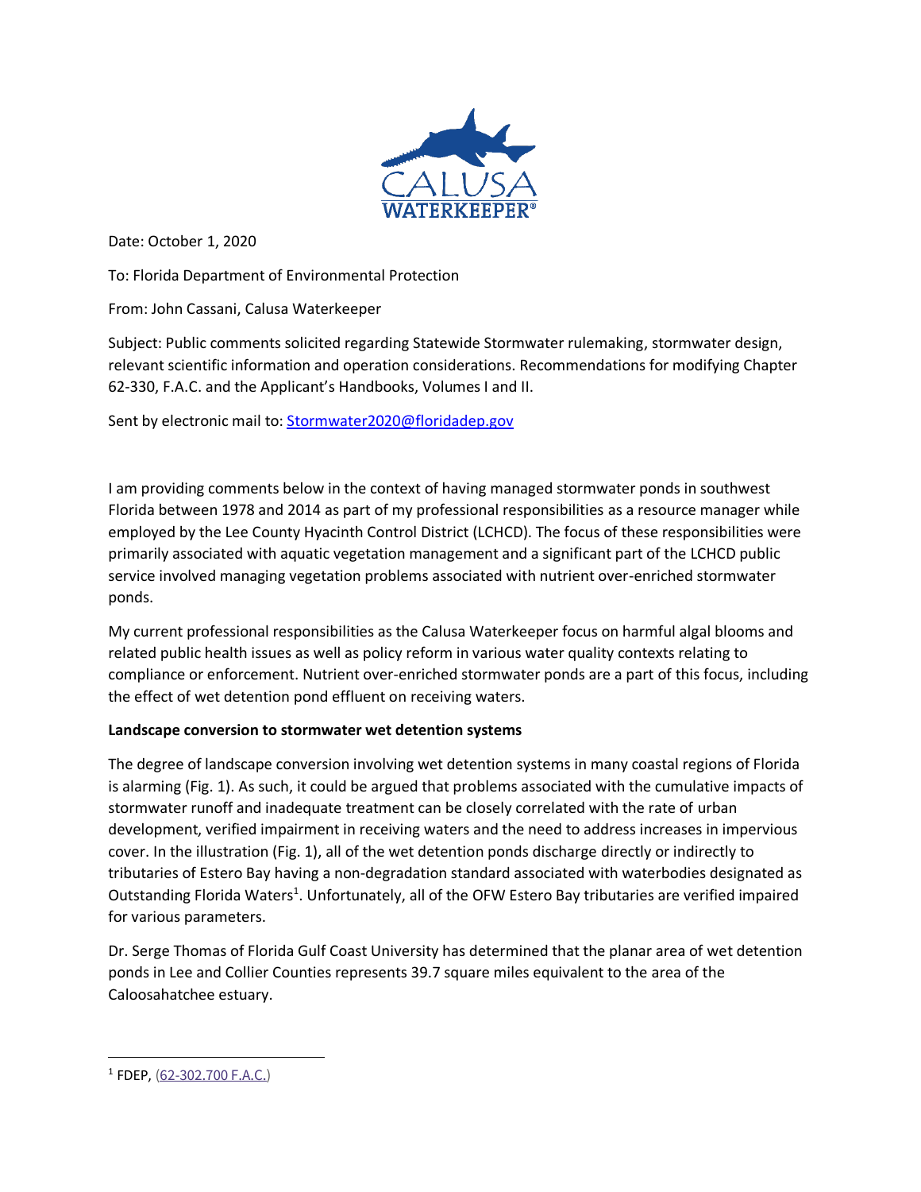Date: October 1, 2020

To: Florida Department of Environmental Protection

From: John Cassani, Calusa Waterkeeper

Subject: Public comments solicited regarding Statewide Stormwater rulemaking, stormwater design, relevant scientific information and operation considerations. Recommendations for modifying Chapter 62-330, F.A.C. and the Applicant's Handbooks, Volumes I and II.

Sent by electronic mail to: Stormwater2020@floridadep.gov

I am providing comments below in the context of having managed stormwater ponds in southwest Florida between 1978 and 2014 as part of my professional responsibilities as a resource manager while employed by the Lee County Hyacinth Control District (LCHCD). The focus of these responsibilities were primarily associated with aquatic vegetation management and a significant part of the LCHCD public service involved managing vegetation problems associated with nutrient over-enriched stormwater ponds.

My current professional responsibilities as the Calusa Waterkeeper focus on harmful algal blooms and related public health issues as well as policy reform in various water quality contexts relating to compliance or enforcement. Nutrient over-enriched stormwater ponds are a part of this focus, including the effect of wet detention pond effluent on receiving waters.

**Landscape conversion to stormwater wet detention systems**

The degree of landscape conversion involving wet detention systems in many coastal regions of Florida is alarming (Fig. 1). As such, it could be argued that problems associated with the cumulative impacts of stormwater runoff and inadequate treatment can be closely correlated with the rate of urban development, verified impairment in receiving waters and the need to address increases in impervious cover. In the illustration (Fig. 1), all of the wet detention ponds discharge directly or indirectly to tributaries of Estero Bay having a non-degradation standard associated with waterbodies designated as Outstanding Florida Waters[1]. Unfortunately, all of the OFW Estero Bay tributaries are verified impaired for various parameters.

Dr. Serge Thomas of Florida Gulf Coast University has determined that the planar area of wet detention ponds in Lee and Collier Counties represents 39.7 square miles equivalent to the area of the Caloosahatchee estuary.

[1] FDEP, (62-302.700 F.A.C.)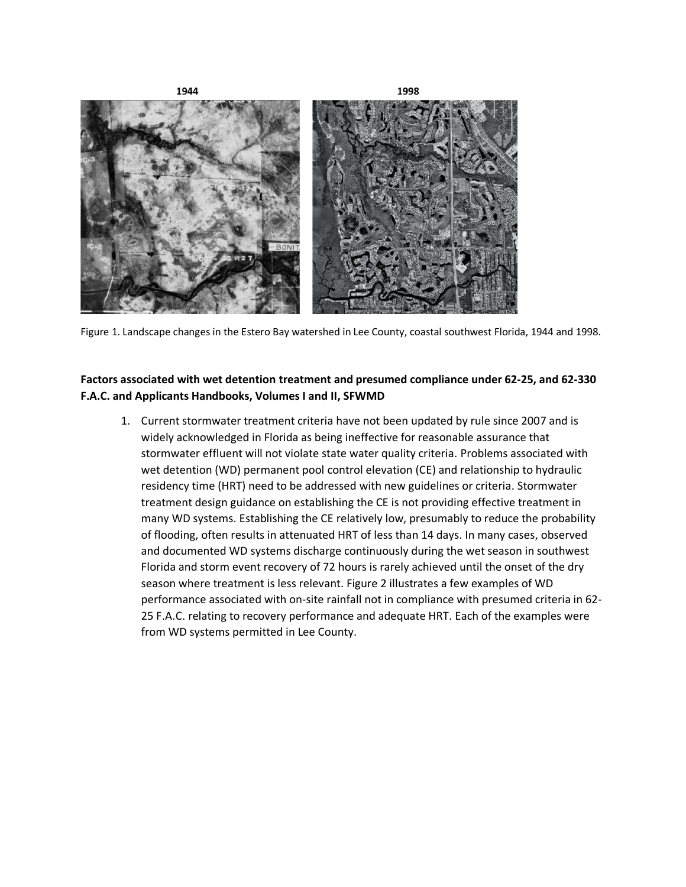1944 1998

Figure 1. Landscape changes in the Estero Bay watershed in Lee County, coastal southwest Florida, 1944 and 1998.

**Factors associated with wet detention treatment and presumed compliance under 62-25, and 62-330 F.A.C. and Applicants Handbooks, Volumes I and II, SFWMD**

1. Current stormwater treatment criteria have not been updated by rule since 2007 and is widely acknowledged in Florida as being ineffective for reasonable assurance that stormwater effluent will not violate state water quality criteria. Problems associated with wet detention (WD) permanent pool control elevation (CE) and relationship to hydraulic residency time (HRT) need to be addressed with new guidelines or criteria. Stormwater treatment design guidance on establishing the CE is not providing effective treatment in many WD systems. Establishing the CE relatively low, presumably to reduce the probability of flooding, often results in attenuated HRT of less than 14 days. In many cases, observed and documented WD systems discharge continuously during the wet season in southwest Florida and storm event recovery of 72 hours is rarely achieved until the onset of the dry season where treatment is less relevant. Figure 2 illustrates a few examples of WD performance associated with on-site rainfall not in compliance with presumed criteria in 62-25 F.A.C. relating to recovery performance and adequate HRT. Each of the examples were from WD systems permitted in Lee County.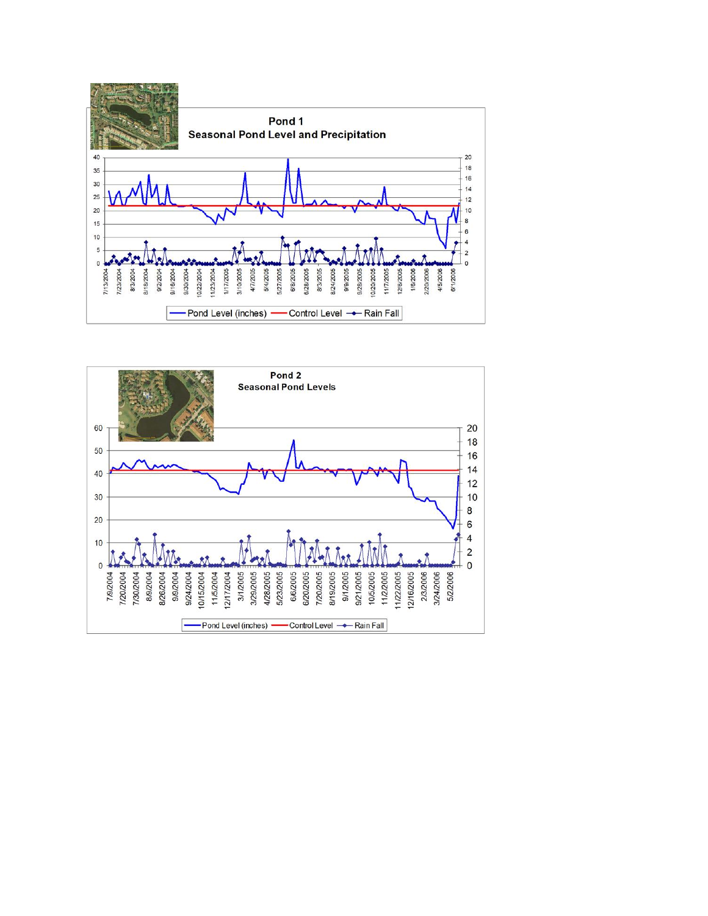**Pond 1**
**Seasonal Pond Level and Precipitation**

Pond Level (inches) — Control Level — Rain Fall

**Pond 2**
**Seasonal Pond Levels**

Pond Level (inches) — Control Level — Rain Fall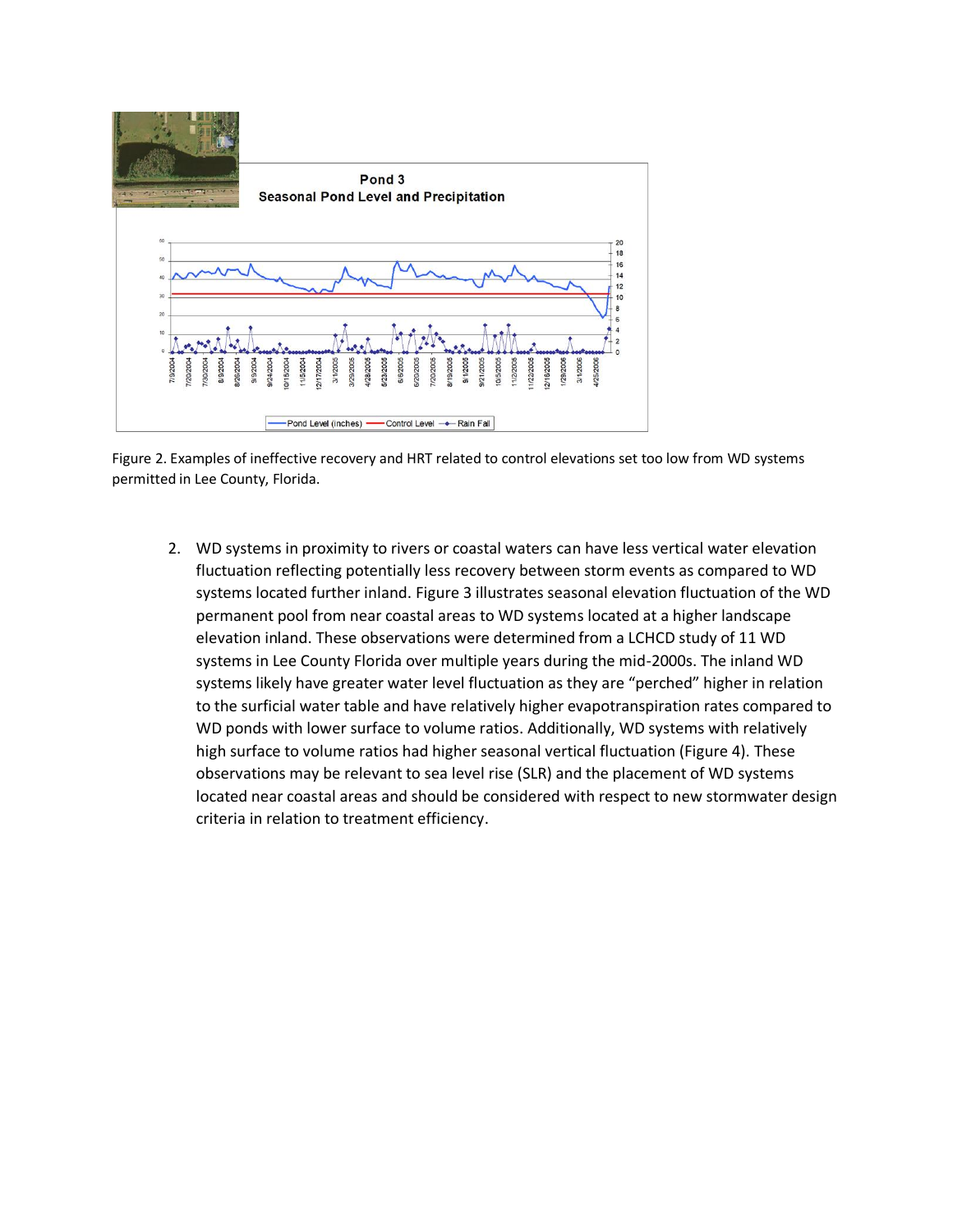Figure 2. Examples of ineffective recovery and HRT related to control elevations set too low from WD systems permitted in Lee County, Florida.

2. WD systems in proximity to rivers or coastal waters can have less vertical water elevation fluctuation reflecting potentially less recovery between storm events as compared to WD systems located further inland. Figure 3 illustrates seasonal elevation fluctuation of the WD permanent pool from near coastal areas to WD systems located at a higher landscape elevation inland. These observations were determined from a LCHCD study of 11 WD systems in Lee County Florida over multiple years during the mid-2000s. The inland WD systems likely have greater water level fluctuation as they are "perched" higher in relation to the surficial water table and have relatively higher evapotranspiration rates compared to WD ponds with lower surface to volume ratios. Additionally, WD systems with relatively high surface to volume ratios had higher seasonal vertical fluctuation (Figure 4). These observations may be relevant to sea level rise (SLR) and the placement of WD systems located near coastal areas and should be considered with respect to new stormwater design criteria in relation to treatment efficiency.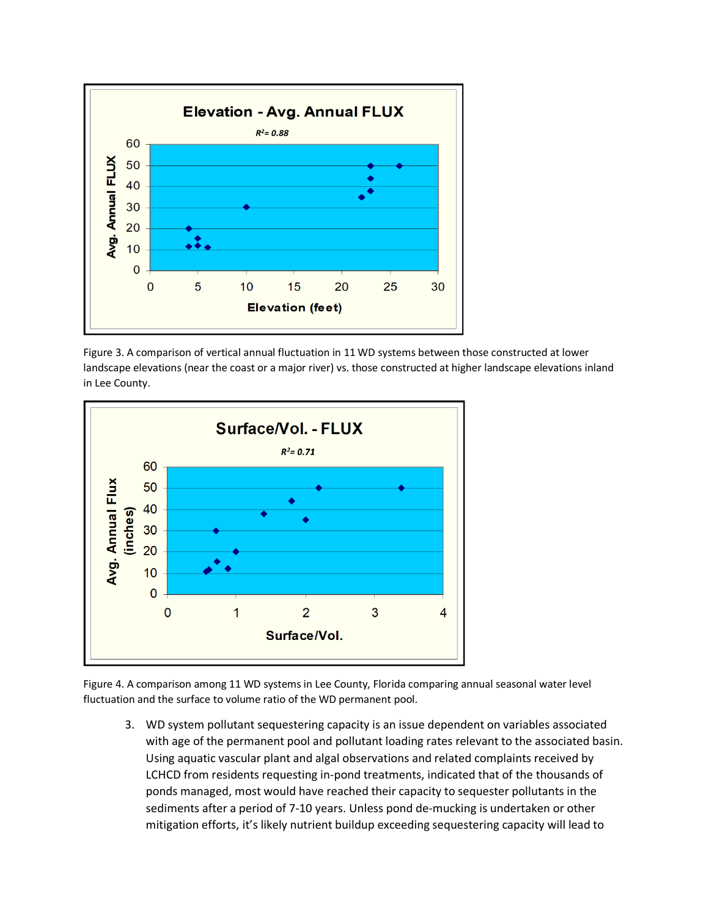Figure 3. A comparison of vertical annual fluctuation in 11 WD systems between those constructed at lower landscape elevations (near the coast or a major river) vs. those constructed at higher landscape elevations inland in Lee County.

Figure 4. A comparison among 11 WD systems in Lee County, Florida comparing annual seasonal water level fluctuation and the surface to volume ratio of the WD permanent pool.

3. WD system pollutant sequestering capacity is an issue dependent on variables associated with age of the permanent pool and pollutant loading rates relevant to the associated basin. Using aquatic vascular plant and algal observations and related complaints received by LCHCD from residents requesting in-pond treatments, indicated that of the thousands of ponds managed, most would have reached their capacity to sequester pollutants in the sediments after a period of 7-10 years. Unless pond de-mucking is undertaken or other mitigation efforts, it's likely nutrient buildup exceeding sequestering capacity will lead to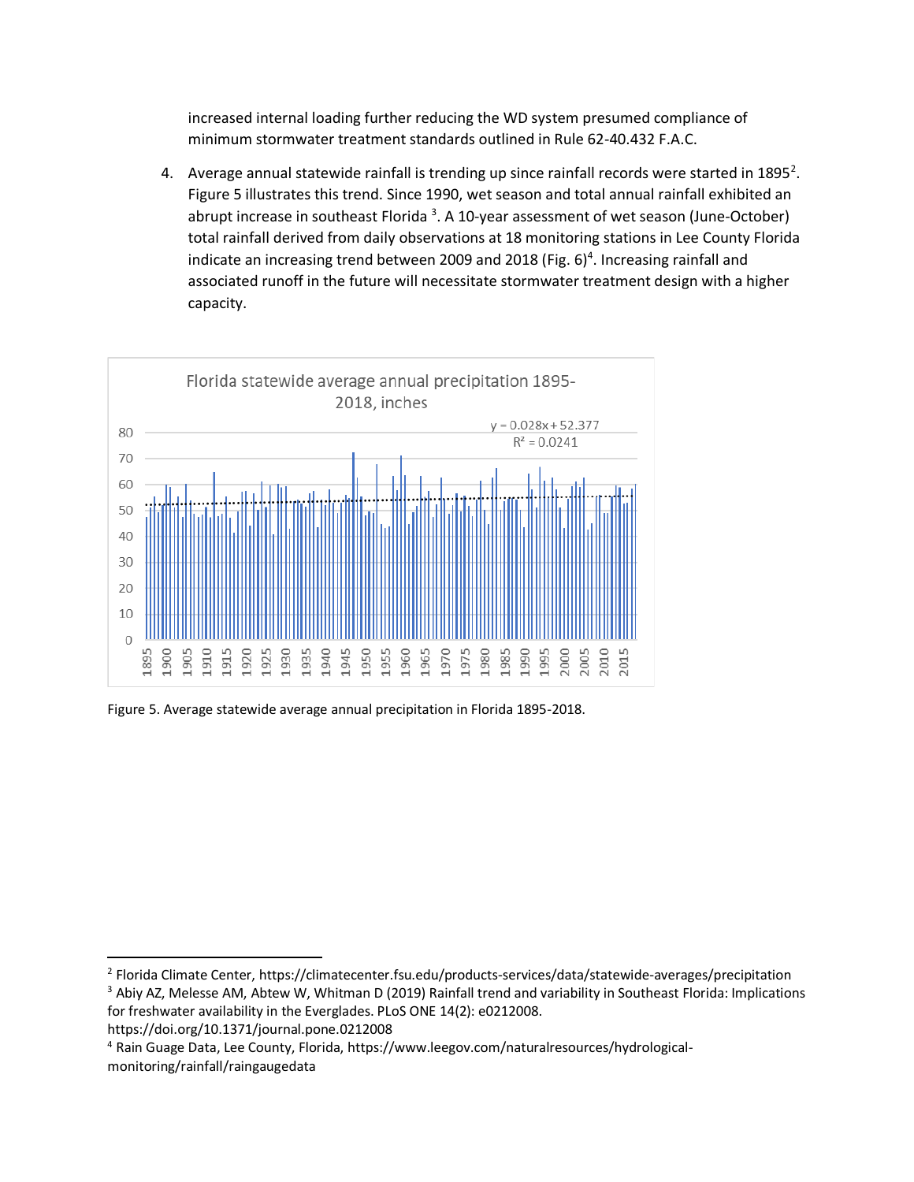increased internal loading further reducing the WD system presumed compliance of minimum stormwater treatment standards outlined in Rule 62-40.432 F.A.C.

4. Average annual statewide rainfall is trending up since rainfall records were started in 1895[2]. Figure 5 illustrates this trend. Since 1990, wet season and total annual rainfall exhibited an abrupt increase in southeast Florida [3]. A 10-year assessment of wet season (June-October) total rainfall derived from daily observations at 18 monitoring stations in Lee County Florida indicate an increasing trend between 2009 and 2018 (Fig. 6)[4]. Increasing rainfall and associated runoff in the future will necessitate stormwater treatment design with a higher capacity.

Figure 5. Average statewide average annual precipitation in Florida 1895-2018.

[2] Florida Climate Center, https://climatecenter.fsu.edu/products-services/data/statewide-averages/precipitation

[3] Abiy AZ, Melesse AM, Abtew W, Whitman D (2019) Rainfall trend and variability in Southeast Florida: Implications for freshwater availability in the Everglades. PLoS ONE 14(2): e0212008. https://doi.org/10.1371/journal.pone.0212008

[4] Rain Guage Data, Lee County, Florida, https://www.leegov.com/naturalresources/hydrological-monitoring/rainfall/raingaugedata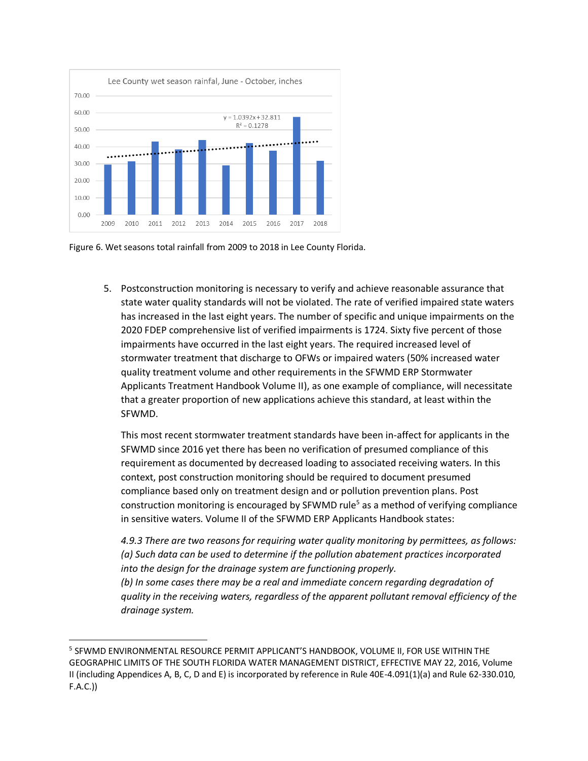Figure 6. Wet seasons total rainfall from 2009 to 2018 in Lee County Florida.

5. Postconstruction monitoring is necessary to verify and achieve reasonable assurance that state water quality standards will not be violated. The rate of verified impaired state waters has increased in the last eight years. The number of specific and unique impairments on the 2020 FDEP comprehensive list of verified impairments is 1724. Sixty five percent of those impairments have occurred in the last eight years. The required increased level of stormwater treatment that discharge to OFWs or impaired waters (50% increased water quality treatment volume and other requirements in the SFWMD ERP Stormwater Applicants Treatment Handbook Volume II), as one example of compliance, will necessitate that a greater proportion of new applications achieve this standard, at least within the SFWMD.

   This most recent stormwater treatment standards have been in-affect for applicants in the SFWMD since 2016 yet there has been no verification of presumed compliance of this requirement as documented by decreased loading to associated receiving waters. In this context, post construction monitoring should be required to document presumed compliance based only on treatment design and or pollution prevention plans. Post construction monitoring is encouraged by SFWMD rule[5] as a method of verifying compliance in sensitive waters. Volume II of the SFWMD ERP Applicants Handbook states:

   *4.9.3 There are two reasons for requiring water quality monitoring by permittees, as follows:*
   *(a) Such data can be used to determine if the pollution abatement practices incorporated into the design for the drainage system are functioning properly.*
   *(b) In some cases there may be a real and immediate concern regarding degradation of quality in the receiving waters, regardless of the apparent pollutant removal efficiency of the drainage system.*

---

[5] SFWMD ENVIRONMENTAL RESOURCE PERMIT APPLICANT'S HANDBOOK, VOLUME II, FOR USE WITHIN THE GEOGRAPHIC LIMITS OF THE SOUTH FLORIDA WATER MANAGEMENT DISTRICT, EFFECTIVE MAY 22, 2016, Volume II (including Appendices A, B, C, D and E) is incorporated by reference in Rule 40E-4.091(1)(a) and Rule 62-330.010, F.A.C.))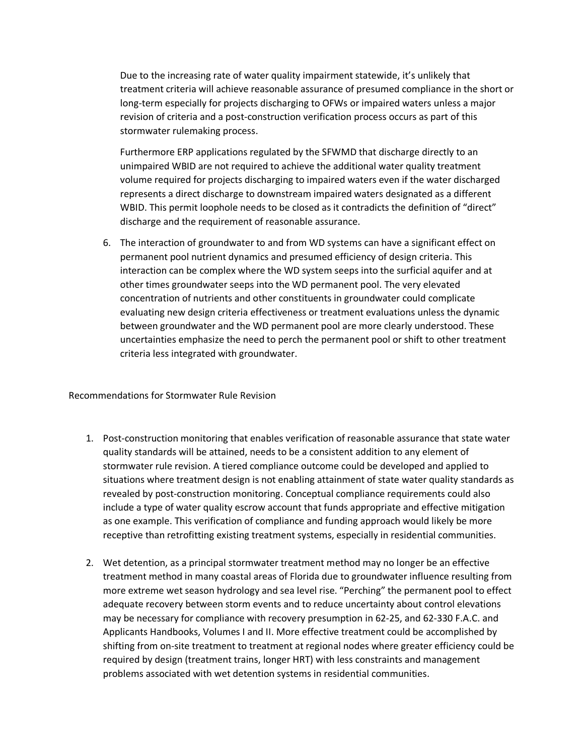Due to the increasing rate of water quality impairment statewide, it's unlikely that treatment criteria will achieve reasonable assurance of presumed compliance in the short or long-term especially for projects discharging to OFWs or impaired waters unless a major revision of criteria and a post-construction verification process occurs as part of this stormwater rulemaking process.

Furthermore ERP applications regulated by the SFWMD that discharge directly to an unimpaired WBID are not required to achieve the additional water quality treatment volume required for projects discharging to impaired waters even if the water discharged represents a direct discharge to downstream impaired waters designated as a different WBID. This permit loophole needs to be closed as it contradicts the definition of "direct" discharge and the requirement of reasonable assurance.

6. The interaction of groundwater to and from WD systems can have a significant effect on permanent pool nutrient dynamics and presumed efficiency of design criteria. This interaction can be complex where the WD system seeps into the surficial aquifer and at other times groundwater seeps into the WD permanent pool. The very elevated concentration of nutrients and other constituents in groundwater could complicate evaluating new design criteria effectiveness or treatment evaluations unless the dynamic between groundwater and the WD permanent pool are more clearly understood. These uncertainties emphasize the need to perch the permanent pool or shift to other treatment criteria less integrated with groundwater.

## Recommendations for Stormwater Rule Revision

1. Post-construction monitoring that enables verification of reasonable assurance that state water quality standards will be attained, needs to be a consistent addition to any element of stormwater rule revision. A tiered compliance outcome could be developed and applied to situations where treatment design is not enabling attainment of state water quality standards as revealed by post-construction monitoring. Conceptual compliance requirements could also include a type of water quality escrow account that funds appropriate and effective mitigation as one example. This verification of compliance and funding approach would likely be more receptive than retrofitting existing treatment systems, especially in residential communities.

2. Wet detention, as a principal stormwater treatment method may no longer be an effective treatment method in many coastal areas of Florida due to groundwater influence resulting from more extreme wet season hydrology and sea level rise. "Perching" the permanent pool to effect adequate recovery between storm events and to reduce uncertainty about control elevations may be necessary for compliance with recovery presumption in 62-25, and 62-330 F.A.C. and Applicants Handbooks, Volumes I and II. More effective treatment could be accomplished by shifting from on-site treatment to treatment at regional nodes where greater efficiency could be required by design (treatment trains, longer HRT) with less constraints and management problems associated with wet detention systems in residential communities.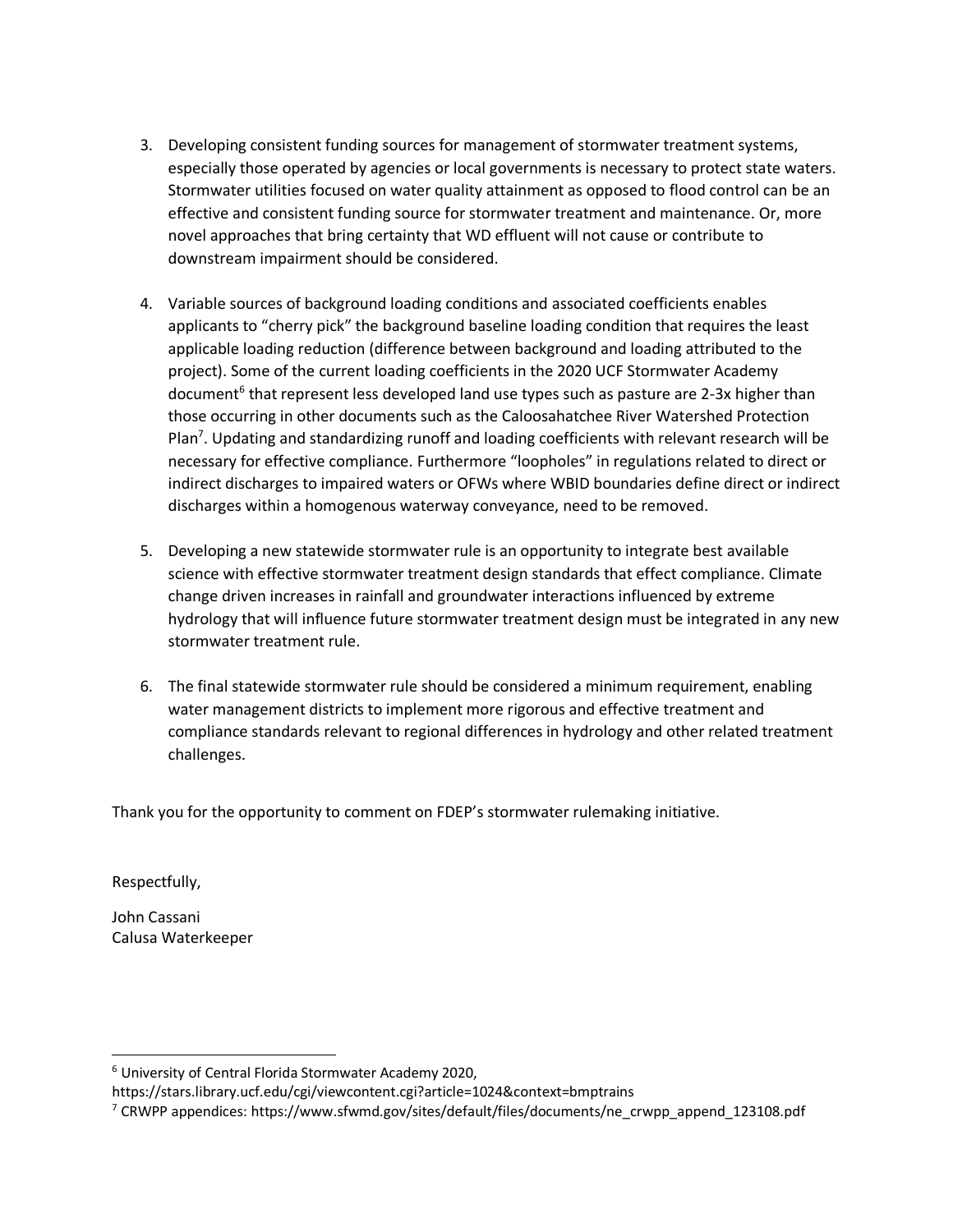3. Developing consistent funding sources for management of stormwater treatment systems, especially those operated by agencies or local governments is necessary to protect state waters. Stormwater utilities focused on water quality attainment as opposed to flood control can be an effective and consistent funding source for stormwater treatment and maintenance. Or, more novel approaches that bring certainty that WD effluent will not cause or contribute to downstream impairment should be considered.

4. Variable sources of background loading conditions and associated coefficients enables applicants to "cherry pick" the background baseline loading condition that requires the least applicable loading reduction (difference between background and loading attributed to the project). Some of the current loading coefficients in the 2020 UCF Stormwater Academy document[6] that represent less developed land use types such as pasture are 2-3x higher than those occurring in other documents such as the Caloosahatchee River Watershed Protection Plan[7]. Updating and standardizing runoff and loading coefficients with relevant research will be necessary for effective compliance. Furthermore "loopholes" in regulations related to direct or indirect discharges to impaired waters or OFWs where WBID boundaries define direct or indirect discharges within a homogenous waterway conveyance, need to be removed.

5. Developing a new statewide stormwater rule is an opportunity to integrate best available science with effective stormwater treatment design standards that effect compliance. Climate change driven increases in rainfall and groundwater interactions influenced by extreme hydrology that will influence future stormwater treatment design must be integrated in any new stormwater treatment rule.

6. The final statewide stormwater rule should be considered a minimum requirement, enabling water management districts to implement more rigorous and effective treatment and compliance standards relevant to regional differences in hydrology and other related treatment challenges.

Thank you for the opportunity to comment on FDEP's stormwater rulemaking initiative.

Respectfully,

John Cassani
Calusa Waterkeeper

---

[6] University of Central Florida Stormwater Academy 2020, https://stars.library.ucf.edu/cgi/viewcontent.cgi?article=1024&context=bmptrains

[7] CRWPP appendices: https://www.sfwmd.gov/sites/default/files/documents/ne_crwpp_append_123108.pdf